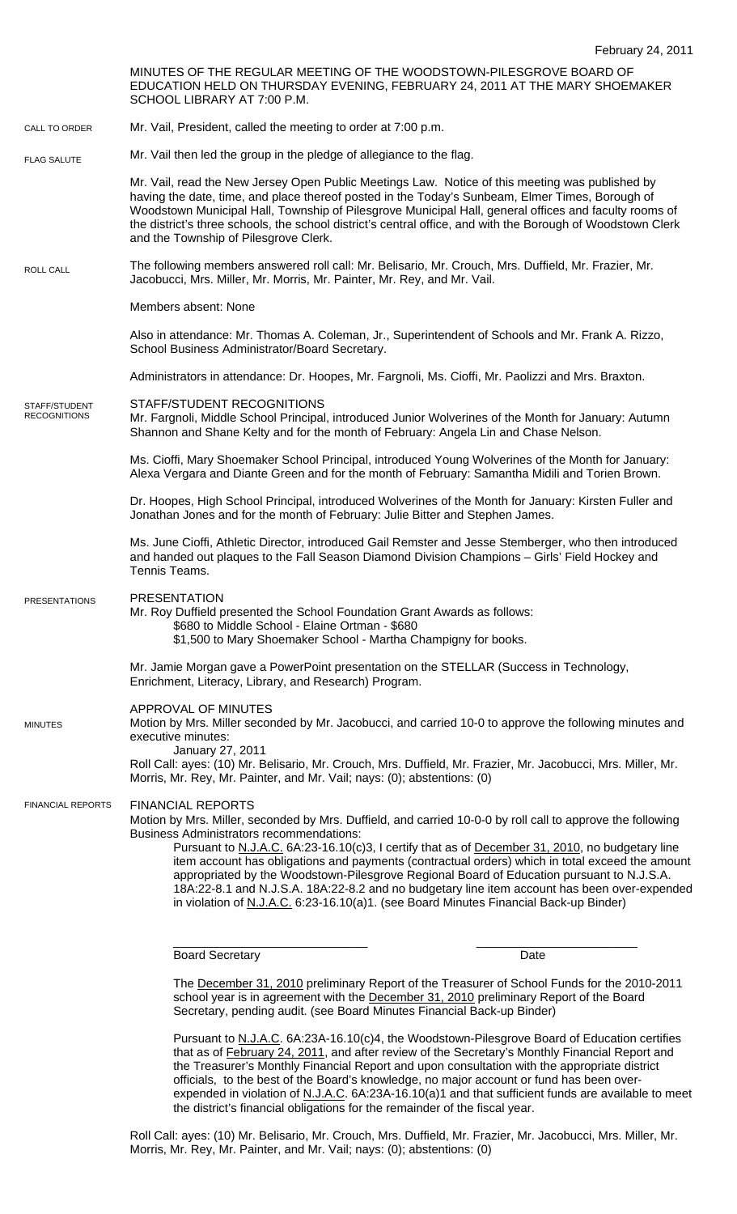February 24, 2011

MINUTES OF THE REGULAR MEETING OF THE WOODSTOWN-PILESGROVE BOARD OF EDUCATION HELD ON THURSDAY EVENING, FEBRUARY 24, 2011 AT THE MARY SHOEMAKER SCHOOL LIBRARY AT 7:00 P.M.

CALL TO ORDER

Mr. Vail, President, called the meeting to order at 7:00 p.m.

FLAG SALUTE

Mr. Vail then led the group in the pledge of allegiance to the flag.

Mr. Vail, read the New Jersey Open Public Meetings Law. Notice of this meeting was published by having the date, time, and place thereof posted in the Today's Sunbeam, Elmer Times, Borough of Woodstown Municipal Hall, Township of Pilesgrove Municipal Hall, general offices and faculty rooms of the district's three schools, the school district's central office, and with the Borough of Woodstown Clerk and the Township of Pilesgrove Clerk.

ROLL CALL

The following members answered roll call: Mr. Belisario, Mr. Crouch, Mrs. Duffield, Mr. Frazier, Mr. Jacobucci, Mrs. Miller, Mr. Morris, Mr. Painter, Mr. Rey, and Mr. Vail.

Members absent: None

Also in attendance: Mr. Thomas A. Coleman, Jr., Superintendent of Schools and Mr. Frank A. Rizzo, School Business Administrator/Board Secretary.

Administrators in attendance: Dr. Hoopes, Mr. Fargnoli, Ms. Cioffi, Mr. Paolizzi and Mrs. Braxton.

STAFF/STUDENT RECOGNITIONS

STAFF/STUDENT RECOGNITIONS

Mr. Fargnoli, Middle School Principal, introduced Junior Wolverines of the Month for January: Autumn Shannon and Shane Kelty and for the month of February: Angela Lin and Chase Nelson.

Ms. Cioffi, Mary Shoemaker School Principal, introduced Young Wolverines of the Month for January: Alexa Vergara and Diante Green and for the month of February: Samantha Midili and Torien Brown.

Dr. Hoopes, High School Principal, introduced Wolverines of the Month for January: Kirsten Fuller and Jonathan Jones and for the month of February: Julie Bitter and Stephen James.

Ms. June Cioffi, Athletic Director, introduced Gail Remster and Jesse Stemberger, who then introduced and handed out plaques to the Fall Season Diamond Division Champions – Girls' Field Hockey and Tennis Teams.

PRESENTATIONS

PRESENTATION

Mr. Roy Duffield presented the School Foundation Grant Awards as follows:

- $680 to Middle School - Elaine Ortman - $680
- $1,500 to Mary Shoemaker School - Martha Champigny for books.

Mr. Jamie Morgan gave a PowerPoint presentation on the STELLAR (Success in Technology, Enrichment, Literacy, Library, and Research) Program.

MINUTES

APPROVAL OF MINUTES

Motion by Mrs. Miller seconded by Mr. Jacobucci, and carried 10-0 to approve the following minutes and executive minutes:

January 27, 2011

Roll Call: ayes: (10) Mr. Belisario, Mr. Crouch, Mrs. Duffield, Mr. Frazier, Mr. Jacobucci, Mrs. Miller, Mr. Morris, Mr. Rey, Mr. Painter, and Mr. Vail; nays: (0); abstentions: (0)

FINANCIAL REPORTS

FINANCIAL REPORTS

Motion by Mrs. Miller, seconded by Mrs. Duffield, and carried 10-0-0 by roll call to approve the following Business Administrators recommendations:

Pursuant to N.J.A.C. 6A:23-16.10(c)3, I certify that as of December 31, 2010, no budgetary line item account has obligations and payments (contractual orders) which in total exceed the amount appropriated by the Woodstown-Pilesgrove Regional Board of Education pursuant to N.J.S.A. 18A:22-8.1 and N.J.S.A. 18A:22-8.2 and no budgetary line item account has been over-expended in violation of N.J.A.C. 6:23-16.10(a)1. (see Board Minutes Financial Back-up Binder)

Board Secretary ______________________ Date ______________________

The December 31, 2010 preliminary Report of the Treasurer of School Funds for the 2010-2011 school year is in agreement with the December 31, 2010 preliminary Report of the Board Secretary, pending audit. (see Board Minutes Financial Back-up Binder)

Pursuant to N.J.A.C. 6A:23A-16.10(c)4, the Woodstown-Pilesgrove Board of Education certifies that as of February 24, 2011, and after review of the Secretary's Monthly Financial Report and the Treasurer's Monthly Financial Report and upon consultation with the appropriate district officials, to the best of the Board's knowledge, no major account or fund has been over-expended in violation of N.J.A.C. 6A:23A-16.10(a)1 and that sufficient funds are available to meet the district's financial obligations for the remainder of the fiscal year.

Roll Call: ayes: (10) Mr. Belisario, Mr. Crouch, Mrs. Duffield, Mr. Frazier, Mr. Jacobucci, Mrs. Miller, Mr. Morris, Mr. Rey, Mr. Painter, and Mr. Vail; nays: (0); abstentions: (0)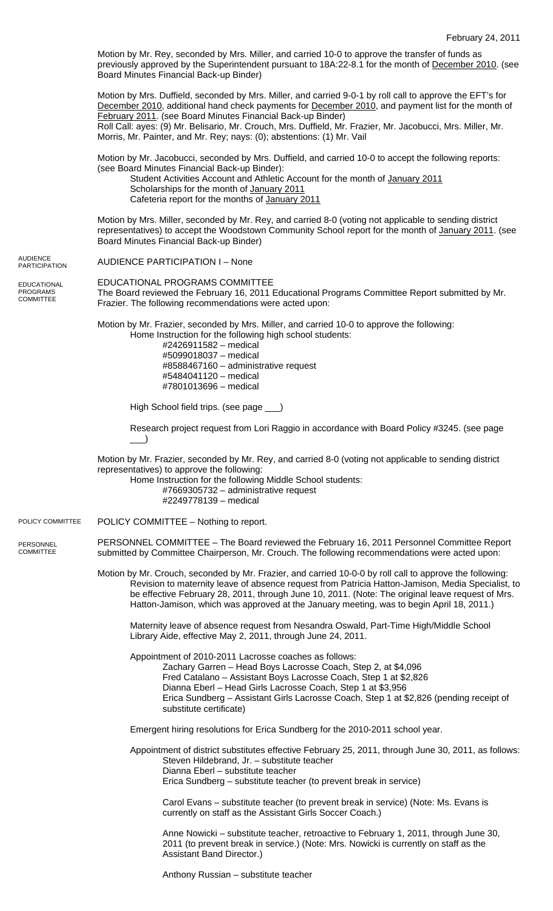Motion by Mr. Rey, seconded by Mrs. Miller, and carried 10-0 to approve the transfer of funds as previously approved by the Superintendent pursuant to 18A:22-8.1 for the month of December 2010. (see Board Minutes Financial Back-up Binder)

Motion by Mrs. Duffield, seconded by Mrs. Miller, and carried 9-0-1 by roll call to approve the EFT's for December 2010, additional hand check payments for December 2010, and payment list for the month of February 2011. (see Board Minutes Financial Back-up Binder)
Roll Call: ayes: (9) Mr. Belisario, Mr. Crouch, Mrs. Duffield, Mr. Frazier, Mr. Jacobucci, Mrs. Miller, Mr. Morris, Mr. Painter, and Mr. Rey; nays: (0); abstentions: (1) Mr. Vail

Motion by Mr. Jacobucci, seconded by Mrs. Duffield, and carried 10-0 to accept the following reports: (see Board Minutes Financial Back-up Binder):

- Student Activities Account and Athletic Account for the month of January 2011
- Scholarships for the month of January 2011
- Cafeteria report for the months of January 2011

Motion by Mrs. Miller, seconded by Mr. Rey, and carried 8-0 (voting not applicable to sending district representatives) to accept the Woodstown Community School report for the month of January 2011. (see Board Minutes Financial Back-up Binder)

AUDIENCE PARTICIPATION

AUDIENCE PARTICIPATION I – None

EDUCATIONAL PROGRAMS COMMITTEE

EDUCATIONAL PROGRAMS COMMITTEE
The Board reviewed the February 16, 2011 Educational Programs Committee Report submitted by Mr. Frazier. The following recommendations were acted upon:

Motion by Mr. Frazier, seconded by Mrs. Miller, and carried 10-0 to approve the following:

Home Instruction for the following high school students:
- #2426911582 – medical
- #5099018037 – medical
- #8588467160 – administrative request
- #5484041120 – medical
- #7801013696 – medical

High School field trips. (see page ___)

Research project request from Lori Raggio in accordance with Board Policy #3245. (see page ___)

Motion by Mr. Frazier, seconded by Mr. Rey, and carried 8-0 (voting not applicable to sending district representatives) to approve the following:

Home Instruction for the following Middle School students:
- #7669305732 – administrative request
- #2249778139 – medical

POLICY COMMITTEE

POLICY COMMITTEE – Nothing to report.

PERSONNEL COMMITTEE

PERSONNEL COMMITTEE – The Board reviewed the February 16, 2011 Personnel Committee Report submitted by Committee Chairperson, Mr. Crouch. The following recommendations were acted upon:

Motion by Mr. Crouch, seconded by Mr. Frazier, and carried 10-0-0 by roll call to approve the following:

Revision to maternity leave of absence request from Patricia Hatton-Jamison, Media Specialist, to be effective February 28, 2011, through June 10, 2011. (Note: The original leave request of Mrs. Hatton-Jamison, which was approved at the January meeting, was to begin April 18, 2011.)

Maternity leave of absence request from Nesandra Oswald, Part-Time High/Middle School Library Aide, effective May 2, 2011, through June 24, 2011.

Appointment of 2010-2011 Lacrosse coaches as follows:
- Zachary Garren – Head Boys Lacrosse Coach, Step 2, at $4,096
- Fred Catalano – Assistant Boys Lacrosse Coach, Step 1 at $2,826
- Dianna Eberl – Head Girls Lacrosse Coach, Step 1 at $3,956
- Erica Sundberg – Assistant Girls Lacrosse Coach, Step 1 at $2,826 (pending receipt of substitute certificate)

Emergent hiring resolutions for Erica Sundberg for the 2010-2011 school year.

Appointment of district substitutes effective February 25, 2011, through June 30, 2011, as follows:
- Steven Hildebrand, Jr. – substitute teacher
- Dianna Eberl – substitute teacher
- Erica Sundberg – substitute teacher (to prevent break in service)
- Carol Evans – substitute teacher (to prevent break in service) (Note: Ms. Evans is currently on staff as the Assistant Girls Soccer Coach.)
- Anne Nowicki – substitute teacher, retroactive to February 1, 2011, through June 30, 2011 (to prevent break in service.) (Note: Mrs. Nowicki is currently on staff as the Assistant Band Director.)
- Anthony Russian – substitute teacher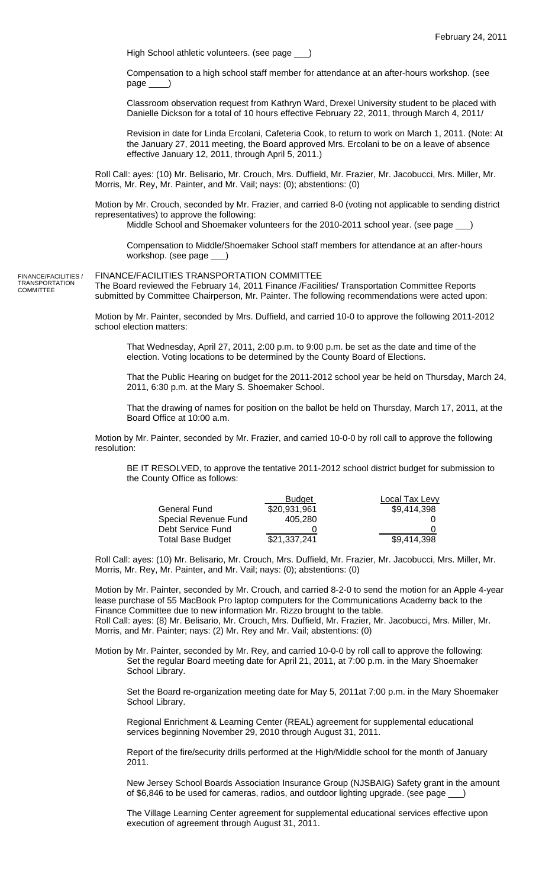February 24, 2011

High School athletic volunteers. (see page ___)

Compensation to a high school staff member for attendance at an after-hours workshop. (see page ____)

Classroom observation request from Kathryn Ward, Drexel University student to be placed with Danielle Dickson for a total of 10 hours effective February 22, 2011, through March 4, 2011/

Revision in date for Linda Ercolani, Cafeteria Cook, to return to work on March 1, 2011. (Note: At the January 27, 2011 meeting, the Board approved Mrs. Ercolani to be on a leave of absence effective January 12, 2011, through April 5, 2011.)

Roll Call: ayes: (10) Mr. Belisario, Mr. Crouch, Mrs. Duffield, Mr. Frazier, Mr. Jacobucci, Mrs. Miller, Mr. Morris, Mr. Rey, Mr. Painter, and Mr. Vail; nays: (0); abstentions: (0)

Motion by Mr. Crouch, seconded by Mr. Frazier, and carried 8-0 (voting not applicable to sending district representatives) to approve the following:

Middle School and Shoemaker volunteers for the 2010-2011 school year. (see page ___)

Compensation to Middle/Shoemaker School staff members for attendance at an after-hours workshop. (see page ___)

FINANCE/FACILITIES / TRANSPORTATION COMMITTEE

## FINANCE/FACILITIES TRANSPORTATION COMMITTEE

The Board reviewed the February 14, 2011 Finance /Facilities/ Transportation Committee Reports submitted by Committee Chairperson, Mr. Painter. The following recommendations were acted upon:

Motion by Mr. Painter, seconded by Mrs. Duffield, and carried 10-0 to approve the following 2011-2012 school election matters:

That Wednesday, April 27, 2011, 2:00 p.m. to 9:00 p.m. be set as the date and time of the election. Voting locations to be determined by the County Board of Elections.

That the Public Hearing on budget for the 2011-2012 school year be held on Thursday, March 24, 2011, 6:30 p.m. at the Mary S. Shoemaker School.

That the drawing of names for position on the ballot be held on Thursday, March 17, 2011, at the Board Office at 10:00 a.m.

Motion by Mr. Painter, seconded by Mr. Frazier, and carried 10-0-0 by roll call to approve the following resolution:

BE IT RESOLVED, to approve the tentative 2011-2012 school district budget for submission to the County Office as follows:

| | Budget | Local Tax Levy |
|---|---|---|
| General Fund | $20,931,961 | $9,414,398 |
| Special Revenue Fund | 405,280 | 0 |
| Debt Service Fund | 0 | 0 |
| Total Base Budget | $21,337,241 | $9,414,398 |

Roll Call: ayes: (10) Mr. Belisario, Mr. Crouch, Mrs. Duffield, Mr. Frazier, Mr. Jacobucci, Mrs. Miller, Mr. Morris, Mr. Rey, Mr. Painter, and Mr. Vail; nays: (0); abstentions: (0)

Motion by Mr. Painter, seconded by Mr. Crouch, and carried 8-2-0 to send the motion for an Apple 4-year lease purchase of 55 MacBook Pro laptop computers for the Communications Academy back to the Finance Committee due to new information Mr. Rizzo brought to the table.
Roll Call: ayes: (8) Mr. Belisario, Mr. Crouch, Mrs. Duffield, Mr. Frazier, Mr. Jacobucci, Mrs. Miller, Mr. Morris, and Mr. Painter; nays: (2) Mr. Rey and Mr. Vail; abstentions: (0)

Motion by Mr. Painter, seconded by Mr. Rey, and carried 10-0-0 by roll call to approve the following:

Set the regular Board meeting date for April 21, 2011, at 7:00 p.m. in the Mary Shoemaker School Library.

Set the Board re-organization meeting date for May 5, 2011at 7:00 p.m. in the Mary Shoemaker School Library.

Regional Enrichment & Learning Center (REAL) agreement for supplemental educational services beginning November 29, 2010 through August 31, 2011.

Report of the fire/security drills performed at the High/Middle school for the month of January 2011.

New Jersey School Boards Association Insurance Group (NJSBAIG) Safety grant in the amount of $6,846 to be used for cameras, radios, and outdoor lighting upgrade. (see page ___)

The Village Learning Center agreement for supplemental educational services effective upon execution of agreement through August 31, 2011.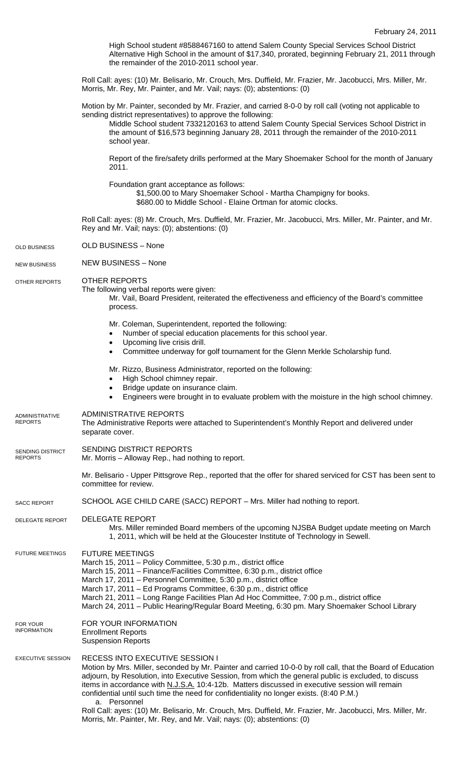High School student #8588467160 to attend Salem County Special Services School District Alternative High School in the amount of $17,340, prorated, beginning February 21, 2011 through the remainder of the 2010-2011 school year.

Roll Call: ayes: (10) Mr. Belisario, Mr. Crouch, Mrs. Duffield, Mr. Frazier, Mr. Jacobucci, Mrs. Miller, Mr. Morris, Mr. Rey, Mr. Painter, and Mr. Vail; nays: (0); abstentions: (0)

Motion by Mr. Painter, seconded by Mr. Frazier, and carried 8-0-0 by roll call (voting not applicable to sending district representatives) to approve the following:

Middle School student 7332120163 to attend Salem County Special Services School District in the amount of $16,573 beginning January 28, 2011 through the remainder of the 2010-2011 school year.

Report of the fire/safety drills performed at the Mary Shoemaker School for the month of January 2011.

Foundation grant acceptance as follows:

$1,500.00 to Mary Shoemaker School - Martha Champigny for books.
$680.00 to Middle School - Elaine Ortman for atomic clocks.

Roll Call: ayes: (8) Mr. Crouch, Mrs. Duffield, Mr. Frazier, Mr. Jacobucci, Mrs. Miller, Mr. Painter, and Mr. Rey and Mr. Vail; nays: (0); abstentions: (0)

OLD BUSINESS

OLD BUSINESS – None

NEW BUSINESS

NEW BUSINESS – None

OTHER REPORTS

OTHER REPORTS

The following verbal reports were given:

Mr. Vail, Board President, reiterated the effectiveness and efficiency of the Board's committee process.

Mr. Coleman, Superintendent, reported the following:

- Number of special education placements for this school year.
- Upcoming live crisis drill.
- Committee underway for golf tournament for the Glenn Merkle Scholarship fund.

Mr. Rizzo, Business Administrator, reported on the following:

- High School chimney repair.
- Bridge update on insurance claim.
- Engineers were brought in to evaluate problem with the moisture in the high school chimney.

ADMINISTRATIVE REPORTS

ADMINISTRATIVE REPORTS

The Administrative Reports were attached to Superintendent's Monthly Report and delivered under separate cover.

SENDING DISTRICT REPORTS

SENDING DISTRICT REPORTS

Mr. Morris – Alloway Rep., had nothing to report.

Mr. Belisario - Upper Pittsgrove Rep., reported that the offer for shared serviced for CST has been sent to committee for review.

SACC REPORT

SCHOOL AGE CHILD CARE (SACC) REPORT – Mrs. Miller had nothing to report.

DELEGATE REPORT

DELEGATE REPORT

Mrs. Miller reminded Board members of the upcoming NJSBA Budget update meeting on March 1, 2011, which will be held at the Gloucester Institute of Technology in Sewell.

FUTURE MEETINGS

FUTURE MEETINGS

March 15, 2011 – Policy Committee, 5:30 p.m., district office
March 15, 2011 – Finance/Facilities Committee, 6:30 p.m., district office
March 17, 2011 – Personnel Committee, 5:30 p.m., district office
March 17, 2011 – Ed Programs Committee, 6:30 p.m., district office
March 21, 2011 – Long Range Facilities Plan Ad Hoc Committee, 7:00 p.m., district office
March 24, 2011 – Public Hearing/Regular Board Meeting, 6:30 pm. Mary Shoemaker School Library

FOR YOUR INFORMATION

FOR YOUR INFORMATION

Enrollment Reports
Suspension Reports

EXECUTIVE SESSION

RECESS INTO EXECUTIVE SESSION I

Motion by Mrs. Miller, seconded by Mr. Painter and carried 10-0-0 by roll call, that the Board of Education adjourn, by Resolution, into Executive Session, from which the general public is excluded, to discuss items in accordance with N.J.S.A. 10:4-12b. Matters discussed in executive session will remain confidential until such time the need for confidentiality no longer exists. (8:40 P.M.)

a. Personnel

Roll Call: ayes: (10) Mr. Belisario, Mr. Crouch, Mrs. Duffield, Mr. Frazier, Mr. Jacobucci, Mrs. Miller, Mr. Morris, Mr. Painter, Mr. Rey, and Mr. Vail; nays: (0); abstentions: (0)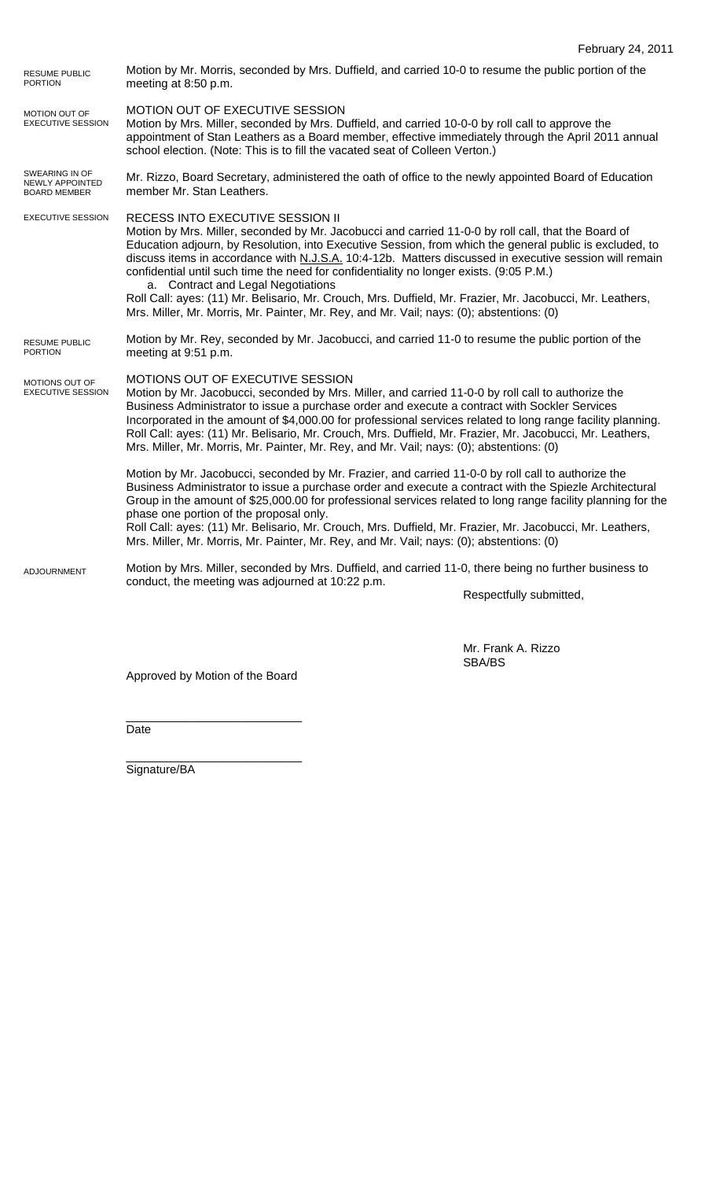February 24, 2011

RESUME PUBLIC PORTION

Motion by Mr. Morris, seconded by Mrs. Duffield, and carried 10-0 to resume the public portion of the meeting at 8:50 p.m.

MOTION OUT OF EXECUTIVE SESSION

MOTION OUT OF EXECUTIVE SESSION
Motion by Mrs. Miller, seconded by Mrs. Duffield, and carried 10-0-0 by roll call to approve the appointment of Stan Leathers as a Board member, effective immediately through the April 2011 annual school election. (Note: This is to fill the vacated seat of Colleen Verton.)

SWEARING IN OF NEWLY APPOINTED BOARD MEMBER

Mr. Rizzo, Board Secretary, administered the oath of office to the newly appointed Board of Education member Mr. Stan Leathers.

EXECUTIVE SESSION

RECESS INTO EXECUTIVE SESSION II
Motion by Mrs. Miller, seconded by Mr. Jacobucci and carried 11-0-0 by roll call, that the Board of Education adjourn, by Resolution, into Executive Session, from which the general public is excluded, to discuss items in accordance with N.J.S.A. 10:4-12b. Matters discussed in executive session will remain confidential until such time the need for confidentiality no longer exists. (9:05 P.M.)

a. Contract and Legal Negotiations

Roll Call: ayes: (11) Mr. Belisario, Mr. Crouch, Mrs. Duffield, Mr. Frazier, Mr. Jacobucci, Mr. Leathers, Mrs. Miller, Mr. Morris, Mr. Painter, Mr. Rey, and Mr. Vail; nays: (0); abstentions: (0)

RESUME PUBLIC PORTION

Motion by Mr. Rey, seconded by Mr. Jacobucci, and carried 11-0 to resume the public portion of the meeting at 9:51 p.m.

MOTIONS OUT OF EXECUTIVE SESSION

MOTIONS OUT OF EXECUTIVE SESSION
Motion by Mr. Jacobucci, seconded by Mrs. Miller, and carried 11-0-0 by roll call to authorize the Business Administrator to issue a purchase order and execute a contract with Sockler Services Incorporated in the amount of $4,000.00 for professional services related to long range facility planning.
Roll Call: ayes: (11) Mr. Belisario, Mr. Crouch, Mrs. Duffield, Mr. Frazier, Mr. Jacobucci, Mr. Leathers, Mrs. Miller, Mr. Morris, Mr. Painter, Mr. Rey, and Mr. Vail; nays: (0); abstentions: (0)

Motion by Mr. Jacobucci, seconded by Mr. Frazier, and carried 11-0-0 by roll call to authorize the Business Administrator to issue a purchase order and execute a contract with the Spiezle Architectural Group in the amount of $25,000.00 for professional services related to long range facility planning for the phase one portion of the proposal only.
Roll Call: ayes: (11) Mr. Belisario, Mr. Crouch, Mrs. Duffield, Mr. Frazier, Mr. Jacobucci, Mr. Leathers, Mrs. Miller, Mr. Morris, Mr. Painter, Mr. Rey, and Mr. Vail; nays: (0); abstentions: (0)

ADJOURNMENT

Motion by Mrs. Miller, seconded by Mrs. Duffield, and carried 11-0, there being no further business to conduct, the meeting was adjourned at 10:22 p.m.

Respectfully submitted,

Mr. Frank A. Rizzo
SBA/BS

Approved by Motion of the Board

Date

Signature/BA